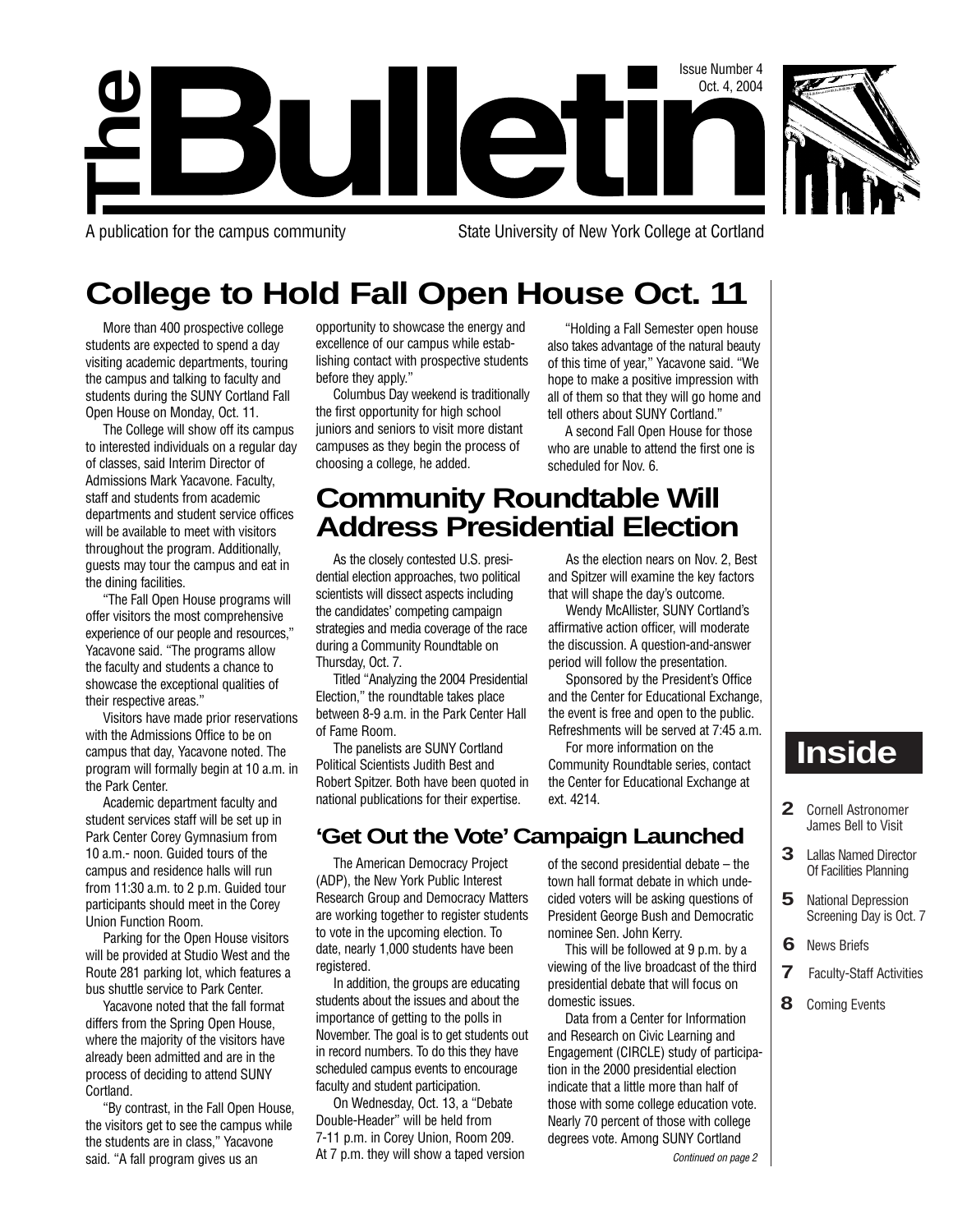# The Bulletin

Issue Number 4
Oct. 4, 2004

A publication for the campus community — State University of New York College at Cortland

## College to Hold Fall Open House Oct. 11

More than 400 prospective college students are expected to spend a day visiting academic departments, touring the campus and talking to faculty and students during the SUNY Cortland Fall Open House on Monday, Oct. 11.

The College will show off its campus to interested individuals on a regular day of classes, said Interim Director of Admissions Mark Yacavone. Faculty, staff and students from academic departments and student service offices will be available to meet with visitors throughout the program. Additionally, guests may tour the campus and eat in the dining facilities.

"The Fall Open House programs will offer visitors the most comprehensive experience of our people and resources," Yacavone said. "The programs allow the faculty and students a chance to showcase the exceptional qualities of their respective areas."

Visitors have made prior reservations with the Admissions Office to be on campus that day, Yacavone noted. The program will formally begin at 10 a.m. in the Park Center.

Academic department faculty and student services staff will be set up in Park Center Corey Gymnasium from 10 a.m.- noon. Guided tours of the campus and residence halls will run from 11:30 a.m. to 2 p.m. Guided tour participants should meet in the Corey Union Function Room.

Parking for the Open House visitors will be provided at Studio West and the Route 281 parking lot, which features a bus shuttle service to Park Center.

Yacavone noted that the fall format differs from the Spring Open House, where the majority of the visitors have already been admitted and are in the process of deciding to attend SUNY Cortland.

"By contrast, in the Fall Open House, the visitors get to see the campus while the students are in class," Yacavone said. "A fall program gives us an opportunity to showcase the energy and excellence of our campus while establishing contact with prospective students before they apply."

Columbus Day weekend is traditionally the first opportunity for high school juniors and seniors to visit more distant campuses as they begin the process of choosing a college, he added.

"Holding a Fall Semester open house also takes advantage of the natural beauty of this time of year," Yacavone said. "We hope to make a positive impression with all of them so that they will go home and tell others about SUNY Cortland."

A second Fall Open House for those who are unable to attend the first one is scheduled for Nov. 6.

## Community Roundtable Will Address Presidential Election

As the closely contested U.S. presidential election approaches, two political scientists will dissect aspects including the candidates' competing campaign strategies and media coverage of the race during a Community Roundtable on Thursday, Oct. 7.

Titled "Analyzing the 2004 Presidential Election," the roundtable takes place between 8-9 a.m. in the Park Center Hall of Fame Room.

The panelists are SUNY Cortland Political Scientists Judith Best and Robert Spitzer. Both have been quoted in national publications for their expertise.

As the election nears on Nov. 2, Best and Spitzer will examine the key factors that will shape the day's outcome.

Wendy McAllister, SUNY Cortland's affirmative action officer, will moderate the discussion. A question-and-answer period will follow the presentation.

Sponsored by the President's Office and the Center for Educational Exchange, the event is free and open to the public. Refreshments will be served at 7:45 a.m.

For more information on the Community Roundtable series, contact the Center for Educational Exchange at ext. 4214.

### 'Get Out the Vote' Campaign Launched

The American Democracy Project (ADP), the New York Public Interest Research Group and Democracy Matters are working together to register students to vote in the upcoming election. To date, nearly 1,000 students have been registered.

In addition, the groups are educating students about the issues and about the importance of getting to the polls in November. The goal is to get students out in record numbers. To do this they have scheduled campus events to encourage faculty and student participation.

On Wednesday, Oct. 13, a "Debate Double-Header" will be held from 7-11 p.m. in Corey Union, Room 209. At 7 p.m. they will show a taped version of the second presidential debate – the town hall format debate in which undecided voters will be asking questions of President George Bush and Democratic nominee Sen. John Kerry.

This will be followed at 9 p.m. by a viewing of the live broadcast of the third presidential debate that will focus on domestic issues.

Data from a Center for Information and Research on Civic Learning and Engagement (CIRCLE) study of participation in the 2000 presidential election indicate that a little more than half of those with some college education vote. Nearly 70 percent of those with college degrees vote. Among SUNY Cortland

*Continued on page 2*

## Inside

- **2** Cornell Astronomer James Bell to Visit
- **3** Lallas Named Director Of Facilities Planning
- **5** National Depression Screening Day is Oct. 7
- **6** News Briefs
- **7** Faculty-Staff Activities
- **8** Coming Events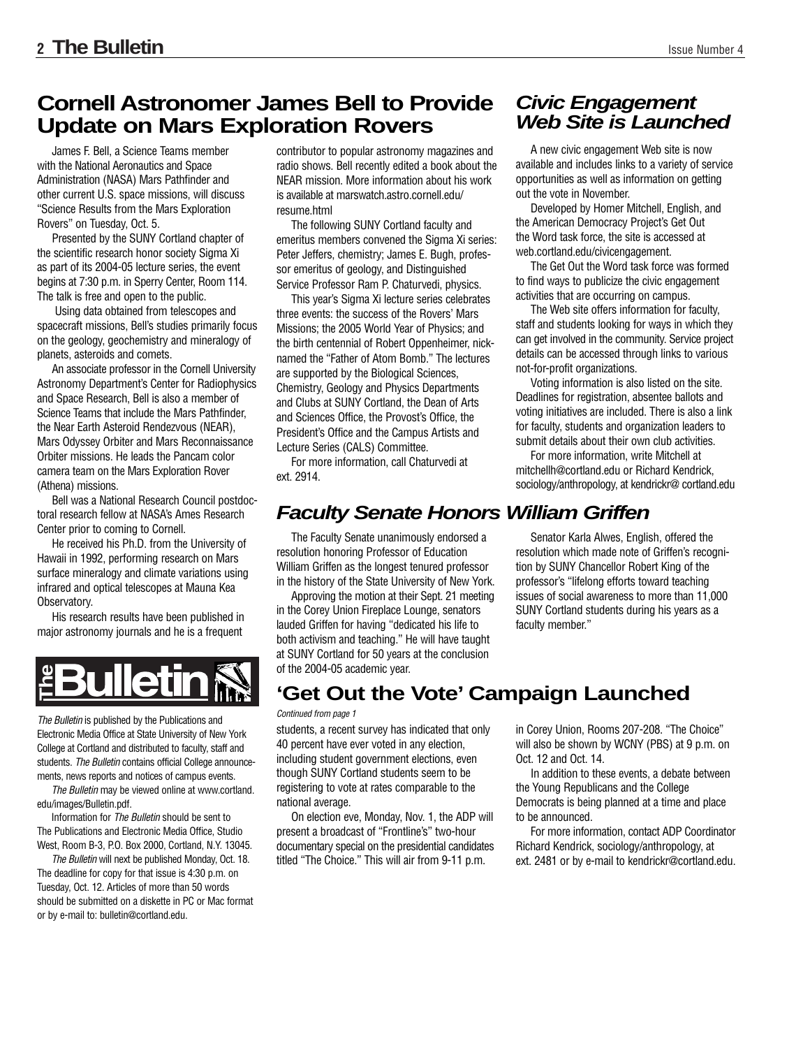## Cornell Astronomer James Bell to Provide Update on Mars Exploration Rovers

James F. Bell, a Science Teams member with the National Aeronautics and Space Administration (NASA) Mars Pathfinder and other current U.S. space missions, will discuss "Science Results from the Mars Exploration Rovers" on Tuesday, Oct. 5.

Presented by the SUNY Cortland chapter of the scientific research honor society Sigma Xi as part of its 2004-05 lecture series, the event begins at 7:30 p.m. in Sperry Center, Room 114. The talk is free and open to the public.

Using data obtained from telescopes and spacecraft missions, Bell's studies primarily focus on the geology, geochemistry and mineralogy of planets, asteroids and comets.

An associate professor in the Cornell University Astronomy Department's Center for Radiophysics and Space Research, Bell is also a member of Science Teams that include the Mars Pathfinder, the Near Earth Asteroid Rendezvous (NEAR), Mars Odyssey Orbiter and Mars Reconnaissance Orbiter missions. He leads the Pancam color camera team on the Mars Exploration Rover (Athena) missions.

Bell was a National Research Council postdoctoral research fellow at NASA's Ames Research Center prior to coming to Cornell.

He received his Ph.D. from the University of Hawaii in 1992, performing research on Mars surface mineralogy and climate variations using infrared and optical telescopes at Mauna Kea Observatory.

His research results have been published in major astronomy journals and he is a frequent contributor to popular astronomy magazines and radio shows. Bell recently edited a book about the NEAR mission. More information about his work is available at marswatch.astro.cornell.edu/resume.html

The following SUNY Cortland faculty and emeritus members convened the Sigma Xi series: Peter Jeffers, chemistry; James E. Bugh, professor emeritus of geology, and Distinguished Service Professor Ram P. Chaturvedi, physics.

This year's Sigma Xi lecture series celebrates three events: the success of the Rovers' Mars Missions; the 2005 World Year of Physics; and the birth centennial of Robert Oppenheimer, nicknamed the "Father of Atom Bomb." The lectures are supported by the Biological Sciences, Chemistry, Geology and Physics Departments and Clubs at SUNY Cortland, the Dean of Arts and Sciences Office, the Provost's Office, the President's Office and the Campus Artists and Lecture Series (CALS) Committee.

For more information, call Chaturvedi at ext. 2914.

## *Civic Engagement Web Site is Launched*

A new civic engagement Web site is now available and includes links to a variety of service opportunities as well as information on getting out the vote in November.

Developed by Homer Mitchell, English, and the American Democracy Project's Get Out the Word task force, the site is accessed at web.cortland.edu/civicengagement.

The Get Out the Word task force was formed to find ways to publicize the civic engagement activities that are occurring on campus.

The Web site offers information for faculty, staff and students looking for ways in which they can get involved in the community. Service project details can be accessed through links to various not-for-profit organizations.

Voting information is also listed on the site. Deadlines for registration, absentee ballots and voting initiatives are included. There is also a link for faculty, students and organization leaders to submit details about their own club activities.

For more information, write Mitchell at mitchellh@cortland.edu or Richard Kendrick, sociology/anthropology, at kendrickr@ cortland.edu

## *Faculty Senate Honors William Griffen*

The Faculty Senate unanimously endorsed a resolution honoring Professor of Education William Griffen as the longest tenured professor in the history of the State University of New York.

Approving the motion at their Sept. 21 meeting in the Corey Union Fireplace Lounge, senators lauded Griffen for having "dedicated his life to both activism and teaching." He will have taught at SUNY Cortland for 50 years at the conclusion of the 2004-05 academic year.

Senator Karla Alwes, English, offered the resolution which made note of Griffen's recognition by SUNY Chancellor Robert King of the professor's "lifelong efforts toward teaching issues of social awareness to more than 11,000 SUNY Cortland students during his years as a faculty member."

## 'Get Out the Vote' Campaign Launched

*Continued from page 1*

students, a recent survey has indicated that only 40 percent have ever voted in any election, including student government elections, even though SUNY Cortland students seem to be registering to vote at rates comparable to the national average.

On election eve, Monday, Nov. 1, the ADP will present a broadcast of "Frontline's" two-hour documentary special on the presidential candidates titled "The Choice." This will air from 9-11 p.m. in Corey Union, Rooms 207-208. "The Choice" will also be shown by WCNY (PBS) at 9 p.m. on Oct. 12 and Oct. 14.

In addition to these events, a debate between the Young Republicans and the College Democrats is being planned at a time and place to be announced.

For more information, contact ADP Coordinator Richard Kendrick, sociology/anthropology, at ext. 2481 or by e-mail to kendrickr@cortland.edu.

---

**The Bulletin**

*The Bulletin* is published by the Publications and Electronic Media Office at State University of New York College at Cortland and distributed to faculty, staff and students. *The Bulletin* contains official College announcements, news reports and notices of campus events.

*The Bulletin* may be viewed online at www.cortland.edu/images/Bulletin.pdf.

Information for *The Bulletin* should be sent to The Publications and Electronic Media Office, Studio West, Room B-3, P.O. Box 2000, Cortland, N.Y. 13045.

*The Bulletin* will next be published Monday, Oct. 18. The deadline for copy for that issue is 4:30 p.m. on Tuesday, Oct. 12. Articles of more than 50 words should be submitted on a diskette in PC or Mac format or by e-mail to: bulletin@cortland.edu.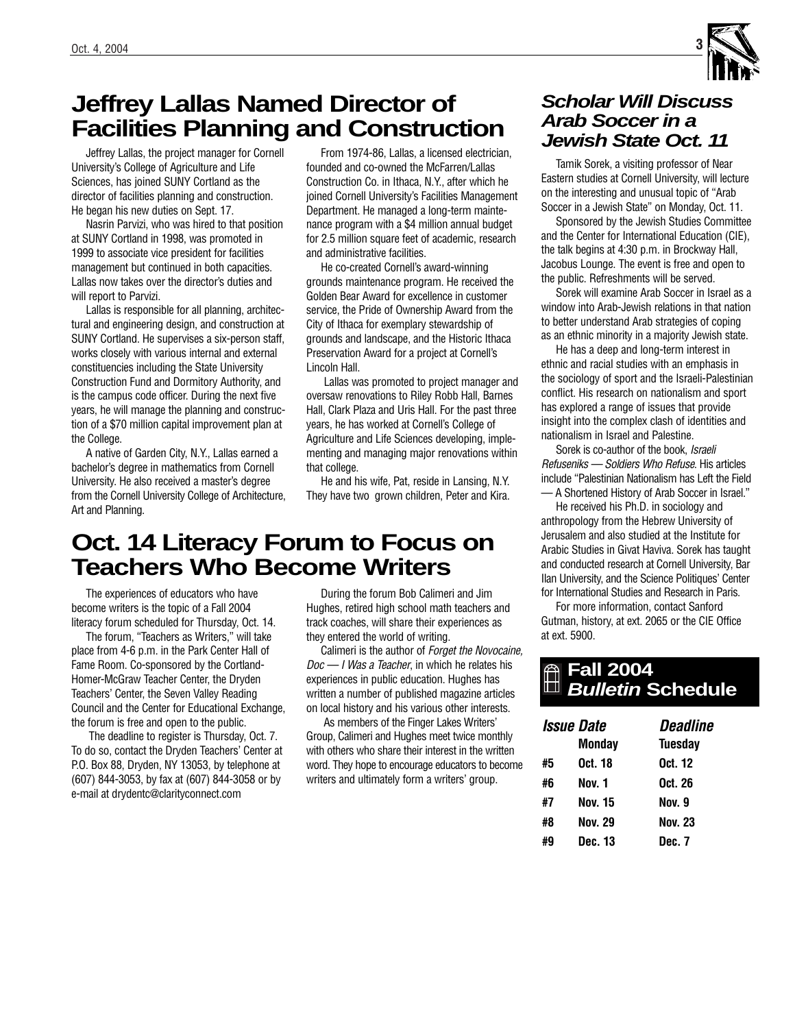## Jeffrey Lallas Named Director of Facilities Planning and Construction

Jeffrey Lallas, the project manager for Cornell University's College of Agriculture and Life Sciences, has joined SUNY Cortland as the director of facilities planning and construction. He began his new duties on Sept. 17.

Nasrin Parvizi, who was hired to that position at SUNY Cortland in 1998, was promoted in 1999 to associate vice president for facilities management but continued in both capacities. Lallas now takes over the director's duties and will report to Parvizi.

Lallas is responsible for all planning, architectural and engineering design, and construction at SUNY Cortland. He supervises a six-person staff, works closely with various internal and external constituencies including the State University Construction Fund and Dormitory Authority, and is the campus code officer. During the next five years, he will manage the planning and construction of a $70 million capital improvement plan at the College.

A native of Garden City, N.Y., Lallas earned a bachelor's degree in mathematics from Cornell University. He also received a master's degree from the Cornell University College of Architecture, Art and Planning.

From 1974-86, Lallas, a licensed electrician, founded and co-owned the McFarren/Lallas Construction Co. in Ithaca, N.Y., after which he joined Cornell University's Facilities Management Department. He managed a long-term maintenance program with a $4 million annual budget for 2.5 million square feet of academic, research and administrative facilities.

He co-created Cornell's award-winning grounds maintenance program. He received the Golden Bear Award for excellence in customer service, the Pride of Ownership Award from the City of Ithaca for exemplary stewardship of grounds and landscape, and the Historic Ithaca Preservation Award for a project at Cornell's Lincoln Hall.

Lallas was promoted to project manager and oversaw renovations to Riley Robb Hall, Barnes Hall, Clark Plaza and Uris Hall. For the past three years, he has worked at Cornell's College of Agriculture and Life Sciences developing, implementing and managing major renovations within that college.

He and his wife, Pat, reside in Lansing, N.Y. They have two grown children, Peter and Kira.

## Oct. 14 Literacy Forum to Focus on Teachers Who Become Writers

The experiences of educators who have become writers is the topic of a Fall 2004 literacy forum scheduled for Thursday, Oct. 14.

The forum, "Teachers as Writers," will take place from 4-6 p.m. in the Park Center Hall of Fame Room. Co-sponsored by the Cortland-Homer-McGraw Teacher Center, the Dryden Teachers' Center, the Seven Valley Reading Council and the Center for Educational Exchange, the forum is free and open to the public.

The deadline to register is Thursday, Oct. 7. To do so, contact the Dryden Teachers' Center at P.O. Box 88, Dryden, NY 13053, by telephone at (607) 844-3053, by fax at (607) 844-3058 or by e-mail at drydentc@clarityconnect.com

During the forum Bob Calimeri and Jim Hughes, retired high school math teachers and track coaches, will share their experiences as they entered the world of writing.

Calimeri is the author of *Forget the Novocaine, Doc — I Was a Teacher*, in which he relates his experiences in public education. Hughes has written a number of published magazine articles on local history and his various other interests.

As members of the Finger Lakes Writers' Group, Calimeri and Hughes meet twice monthly with others who share their interest in the written word. They hope to encourage educators to become writers and ultimately form a writers' group.

## *Scholar Will Discuss Arab Soccer in a Jewish State Oct. 11*

Tamik Sorek, a visiting professor of Near Eastern studies at Cornell University, will lecture on the interesting and unusual topic of "Arab Soccer in a Jewish State" on Monday, Oct. 11.

Sponsored by the Jewish Studies Committee and the Center for International Education (CIE), the talk begins at 4:30 p.m. in Brockway Hall, Jacobus Lounge. The event is free and open to the public. Refreshments will be served.

Sorek will examine Arab Soccer in Israel as a window into Arab-Jewish relations in that nation to better understand Arab strategies of coping as an ethnic minority in a majority Jewish state.

He has a deep and long-term interest in ethnic and racial studies with an emphasis in the sociology of sport and the Israeli-Palestinian conflict. His research on nationalism and sport has explored a range of issues that provide insight into the complex clash of identities and nationalism in Israel and Palestine.

Sorek is co-author of the book, *Israeli Refuseniks — Soldiers Who Refuse*. His articles include "Palestinian Nationalism has Left the Field — A Shortened History of Arab Soccer in Israel."

He received his Ph.D. in sociology and anthropology from the Hebrew University of Jerusalem and also studied at the Institute for Arabic Studies in Givat Haviva. Sorek has taught and conducted research at Cornell University, Bar Ilan University, and the Science Politiques' Center for International Studies and Research in Paris.

For more information, contact Sanford Gutman, history, at ext. 2065 or the CIE Office at ext. 5900.

## Fall 2004 *Bulletin* Schedule

| | *Issue Date* Monday | *Deadline* Tuesday |
|---|---|---|
| #5 | Oct. 18 | Oct. 12 |
| #6 | Nov. 1 | Oct. 26 |
| #7 | Nov. 15 | Nov. 9 |
| #8 | Nov. 29 | Nov. 23 |
| #9 | Dec. 13 | Dec. 7 |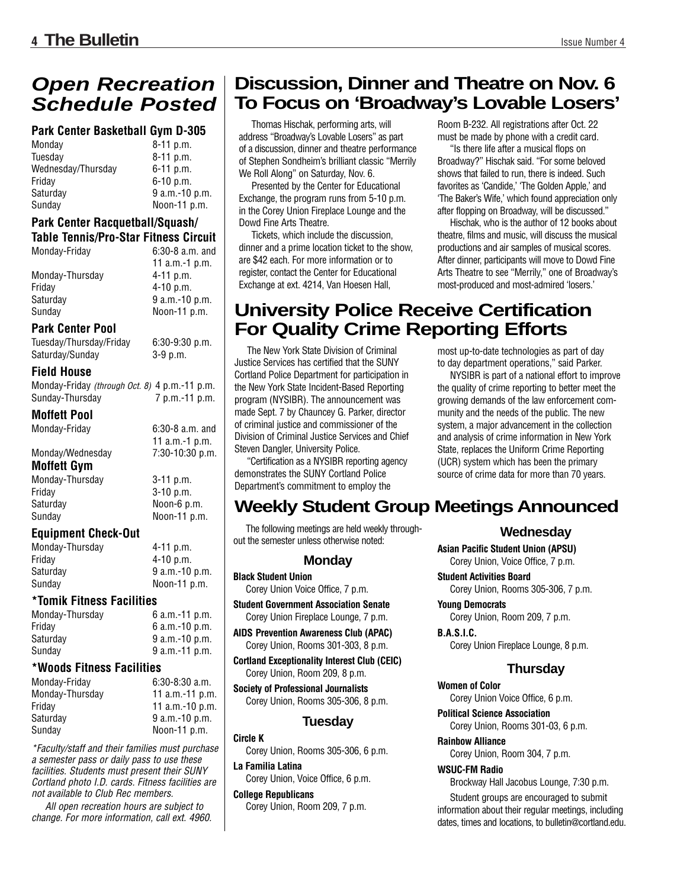## *Open Recreation Schedule Posted*

### Park Center Basketball Gym D-305

| | |
|---|---|
| Monday | 8-11 p.m. |
| Tuesday | 8-11 p.m. |
| Wednesday/Thursday | 6-11 p.m. |
| Friday | 6-10 p.m. |
| Saturday | 9 a.m.-10 p.m. |
| Sunday | Noon-11 p.m. |

### Park Center Racquetball/Squash/ Table Tennis/Pro-Star Fitness Circuit

| | |
|---|---|
| Monday-Friday | 6:30-8 a.m. and 11 a.m.-1 p.m. |
| Monday-Thursday | 4-11 p.m. |
| Friday | 4-10 p.m. |
| Saturday | 9 a.m.-10 p.m. |
| Sunday | Noon-11 p.m. |

### Park Center Pool

| | |
|---|---|
| Tuesday/Thursday/Friday | 6:30-9:30 p.m. |
| Saturday/Sunday | 3-9 p.m. |

### Field House

| | |
|---|---|
| Monday-Friday *(through Oct. 8)* | 4 p.m.-11 p.m. |
| Sunday-Thursday | 7 p.m.-11 p.m. |

### Moffett Pool

| | |
|---|---|
| Monday-Friday | 6:30-8 a.m. and 11 a.m.-1 p.m. |
| Monday/Wednesday | 7:30-10:30 p.m. |

### Moffett Gym

| | |
|---|---|
| Monday-Thursday | 3-11 p.m. |
| Friday | 3-10 p.m. |
| Saturday | Noon-6 p.m. |
| Sunday | Noon-11 p.m. |

### Equipment Check-Out

| | |
|---|---|
| Monday-Thursday | 4-11 p.m. |
| Friday | 4-10 p.m. |
| Saturday | 9 a.m.-10 p.m. |
| Sunday | Noon-11 p.m. |

### *Tomik Fitness Facilities

| | |
|---|---|
| Monday-Thursday | 6 a.m.-11 p.m. |
| Friday | 6 a.m.-10 p.m. |
| Saturday | 9 a.m.-10 p.m. |
| Sunday | 9 a.m.-11 p.m. |

### *Woods Fitness Facilities

| | |
|---|---|
| Monday-Friday | 6:30-8:30 a.m. |
| Monday-Thursday | 11 a.m.-11 p.m. |
| Friday | 11 a.m.-10 p.m. |
| Saturday | 9 a.m.-10 p.m. |
| Sunday | Noon-11 p.m. |

*\*Faculty/staff and their families must purchase a semester pass or daily pass to use these facilities. Students must present their SUNY Cortland photo I.D. cards. Fitness facilities are not available to Club Rec members.*

*All open recreation hours are subject to change. For more information, call ext. 4960.*

## Discussion, Dinner and Theatre on Nov. 6 To Focus on 'Broadway's Lovable Losers'

Thomas Hischak, performing arts, will address "Broadway's Lovable Losers" as part of a discussion, dinner and theatre performance of Stephen Sondheim's brilliant classic "Merrily We Roll Along" on Saturday, Nov. 6.

Presented by the Center for Educational Exchange, the program runs from 5-10 p.m. in the Corey Union Fireplace Lounge and the Dowd Fine Arts Theatre.

Tickets, which include the discussion, dinner and a prime location ticket to the show, are $42 each. For more information or to register, contact the Center for Educational Exchange at ext. 4214, Van Hoesen Hall, Room B-232. All registrations after Oct. 22 must be made by phone with a credit card.

"Is there life after a musical flops on Broadway?" Hischak said. "For some beloved shows that failed to run, there is indeed. Such favorites as 'Candide,' 'The Golden Apple,' and 'The Baker's Wife,' which found appreciation only after flopping on Broadway, will be discussed."

Hischak, who is the author of 12 books about theatre, films and music, will discuss the musical productions and air samples of musical scores. After dinner, participants will move to Dowd Fine Arts Theatre to see "Merrily," one of Broadway's most-produced and most-admired 'losers.'

## University Police Receive Certification For Quality Crime Reporting Efforts

The New York State Division of Criminal Justice Services has certified that the SUNY Cortland Police Department for participation in the New York State Incident-Based Reporting program (NYSIBR). The announcement was made Sept. 7 by Chauncey G. Parker, director of criminal justice and commissioner of the Division of Criminal Justice Services and Chief Steven Dangler, University Police.

"Certification as a NYSIBR reporting agency demonstrates the SUNY Cortland Police Department's commitment to employ the most up-to-date technologies as part of day to day department operations," said Parker.

NYSIBR is part of a national effort to improve the quality of crime reporting to better meet the growing demands of the law enforcement community and the needs of the public. The new system, a major advancement in the collection and analysis of crime information in New York State, replaces the Uniform Crime Reporting (UCR) system which has been the primary source of crime data for more than 70 years.

## Weekly Student Group Meetings Announced

The following meetings are held weekly throughout the semester unless otherwise noted:

### Monday

**Black Student Union**
Corey Union Voice Office, 7 p.m.

**Student Government Association Senate**
Corey Union Fireplace Lounge, 7 p.m.

**AIDS Prevention Awareness Club (APAC)**
Corey Union, Rooms 301-303, 8 p.m.

**Cortland Exceptionality Interest Club (CEIC)**
Corey Union, Room 209, 8 p.m.

**Society of Professional Journalists**
Corey Union, Rooms 305-306, 8 p.m.

### Tuesday

**Circle K**
Corey Union, Rooms 305-306, 6 p.m.

**La Familia Latina**
Corey Union, Voice Office, 6 p.m.

**College Republicans**
Corey Union, Room 209, 7 p.m.

### Wednesday

**Asian Pacific Student Union (APSU)**
Corey Union, Voice Office, 7 p.m.

**Student Activities Board**
Corey Union, Rooms 305-306, 7 p.m.

**Young Democrats**
Corey Union, Room 209, 7 p.m.

**B.A.S.I.C.**
Corey Union Fireplace Lounge, 8 p.m.

### Thursday

**Women of Color**
Corey Union Voice Office, 6 p.m.

**Political Science Association**
Corey Union, Rooms 301-03, 6 p.m.

**Rainbow Alliance**
Corey Union, Room 304, 7 p.m.

**WSUC-FM Radio**
Brockway Hall Jacobus Lounge, 7:30 p.m.

Student groups are encouraged to submit information about their regular meetings, including dates, times and locations, to bulletin@cortland.edu.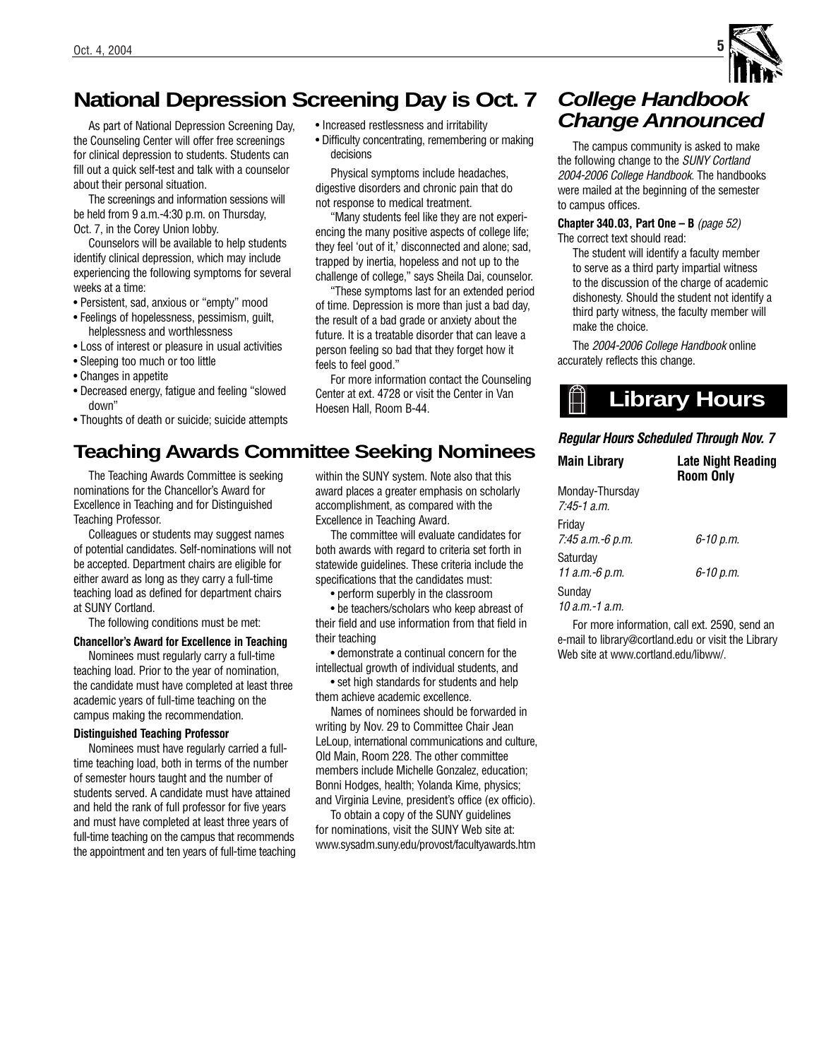## National Depression Screening Day is Oct. 7

As part of National Depression Screening Day, the Counseling Center will offer free screenings for clinical depression to students. Students can fill out a quick self-test and talk with a counselor about their personal situation.

The screenings and information sessions will be held from 9 a.m.-4:30 p.m. on Thursday, Oct. 7, in the Corey Union lobby.

Counselors will be available to help students identify clinical depression, which may include experiencing the following symptoms for several weeks at a time:

- Persistent, sad, anxious or "empty" mood
- Feelings of hopelessness, pessimism, guilt, helplessness and worthlessness
- Loss of interest or pleasure in usual activities
- Sleeping too much or too little
- Changes in appetite
- Decreased energy, fatigue and feeling "slowed down"
- Thoughts of death or suicide; suicide attempts
- Increased restlessness and irritability
- Difficulty concentrating, remembering or making decisions

Physical symptoms include headaches, digestive disorders and chronic pain that do not response to medical treatment.

"Many students feel like they are not experiencing the many positive aspects of college life; they feel 'out of it,' disconnected and alone; sad, trapped by inertia, hopeless and not up to the challenge of college," says Sheila Dai, counselor.

"These symptoms last for an extended period of time. Depression is more than just a bad day, the result of a bad grade or anxiety about the future. It is a treatable disorder that can leave a person feeling so bad that they forget how it feels to feel good."

For more information contact the Counseling Center at ext. 4728 or visit the Center in Van Hoesen Hall, Room B-44.

## Teaching Awards Committee Seeking Nominees

The Teaching Awards Committee is seeking nominations for the Chancellor's Award for Excellence in Teaching and for Distinguished Teaching Professor.

Colleagues or students may suggest names of potential candidates. Self-nominations will not be accepted. Department chairs are eligible for either award as long as they carry a full-time teaching load as defined for department chairs at SUNY Cortland.

The following conditions must be met:

**Chancellor's Award for Excellence in Teaching**

Nominees must regularly carry a full-time teaching load. Prior to the year of nomination, the candidate must have completed at least three academic years of full-time teaching on the campus making the recommendation.

**Distinguished Teaching Professor**

Nominees must have regularly carried a full-time teaching load, both in terms of the number of semester hours taught and the number of students served. A candidate must have attained and held the rank of full professor for five years and must have completed at least three years of full-time teaching on the campus that recommends the appointment and ten years of full-time teaching within the SUNY system. Note also that this award places a greater emphasis on scholarly accomplishment, as compared with the Excellence in Teaching Award.

The committee will evaluate candidates for both awards with regard to criteria set forth in statewide guidelines. These criteria include the specifications that the candidates must:

- perform superbly in the classroom
- be teachers/scholars who keep abreast of their field and use information from that field in their teaching
- demonstrate a continual concern for the intellectual growth of individual students, and
- set high standards for students and help them achieve academic excellence.

Names of nominees should be forwarded in writing by Nov. 29 to Committee Chair Jean LeLoup, international communications and culture, Old Main, Room 228. The other committee members include Michelle Gonzalez, education; Bonni Hodges, health; Yolanda Kime, physics; and Virginia Levine, president's office (ex officio).

To obtain a copy of the SUNY guidelines for nominations, visit the SUNY Web site at: www.sysadm.suny.edu/provost/facultyawards.htm

## *College Handbook Change Announced*

The campus community is asked to make the following change to the *SUNY Cortland 2004-2006 College Handbook*. The handbooks were mailed at the beginning of the semester to campus offices.

**Chapter 340.03, Part One – B** *(page 52)*
The correct text should read:

> The student will identify a faculty member to serve as a third party impartial witness to the discussion of the charge of academic dishonesty. Should the student not identify a third party witness, the faculty member will make the choice.

The *2004-2006 College Handbook* online accurately reflects this change.

## Library Hours

***Regular Hours Scheduled Through Nov. 7***

| Main Library | Late Night Reading Room Only |
|---|---|
| Monday-Thursday<br>*7:45-1 a.m.* | |
| Friday<br>*7:45 a.m.-6 p.m.* | *6-10 p.m.* |
| Saturday<br>*11 a.m.-6 p.m.* | *6-10 p.m.* |
| Sunday<br>*10 a.m.-1 a.m.* | |

For more information, call ext. 2590, send an e-mail to library@cortland.edu or visit the Library Web site at www.cortland.edu/libww/.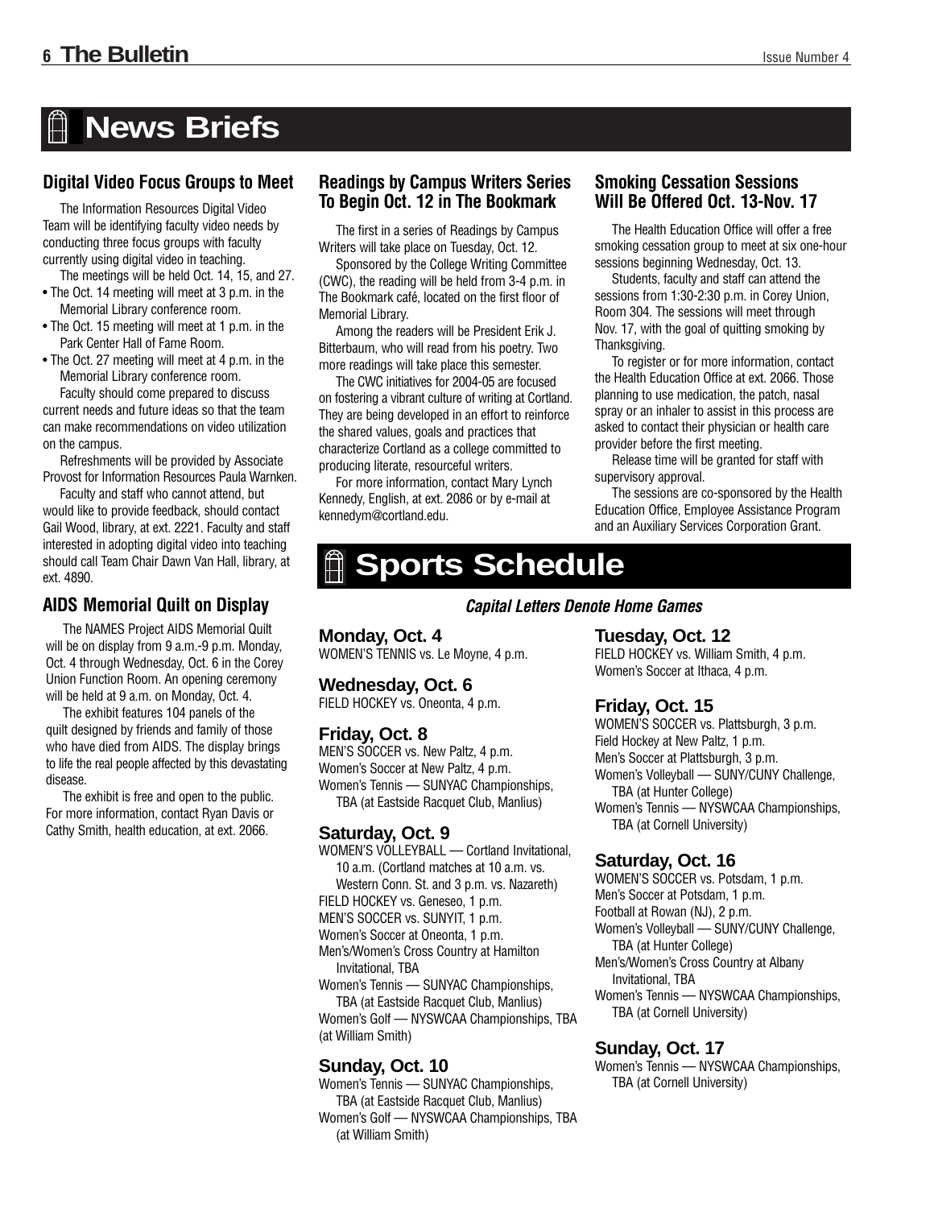# News Briefs

## Digital Video Focus Groups to Meet

The Information Resources Digital Video Team will be identifying faculty video needs by conducting three focus groups with faculty currently using digital video in teaching.

The meetings will be held Oct. 14, 15, and 27.

- The Oct. 14 meeting will meet at 3 p.m. in the Memorial Library conference room.
- The Oct. 15 meeting will meet at 1 p.m. in the Park Center Hall of Fame Room.
- The Oct. 27 meeting will meet at 4 p.m. in the Memorial Library conference room.

Faculty should come prepared to discuss current needs and future ideas so that the team can make recommendations on video utilization on the campus.

Refreshments will be provided by Associate Provost for Information Resources Paula Warnken.

Faculty and staff who cannot attend, but would like to provide feedback, should contact Gail Wood, library, at ext. 2221. Faculty and staff interested in adopting digital video into teaching should call Team Chair Dawn Van Hall, library, at ext. 4890.

## AIDS Memorial Quilt on Display

The NAMES Project AIDS Memorial Quilt will be on display from 9 a.m.-9 p.m. Monday, Oct. 4 through Wednesday, Oct. 6 in the Corey Union Function Room. An opening ceremony will be held at 9 a.m. on Monday, Oct. 4.

The exhibit features 104 panels of the quilt designed by friends and family of those who have died from AIDS. The display brings to life the real people affected by this devastating disease.

The exhibit is free and open to the public. For more information, contact Ryan Davis or Cathy Smith, health education, at ext. 2066.

## Readings by Campus Writers Series To Begin Oct. 12 in The Bookmark

The first in a series of Readings by Campus Writers will take place on Tuesday, Oct. 12.

Sponsored by the College Writing Committee (CWC), the reading will be held from 3-4 p.m. in The Bookmark café, located on the first floor of Memorial Library.

Among the readers will be President Erik J. Bitterbaum, who will read from his poetry. Two more readings will take place this semester.

The CWC initiatives for 2004-05 are focused on fostering a vibrant culture of writing at Cortland. They are being developed in an effort to reinforce the shared values, goals and practices that characterize Cortland as a college committed to producing literate, resourceful writers.

For more information, contact Mary Lynch Kennedy, English, at ext. 2086 or by e-mail at kennedym@cortland.edu.

## Smoking Cessation Sessions Will Be Offered Oct. 13-Nov. 17

The Health Education Office will offer a free smoking cessation group to meet at six one-hour sessions beginning Wednesday, Oct. 13.

Students, faculty and staff can attend the sessions from 1:30-2:30 p.m. in Corey Union, Room 304. The sessions will meet through Nov. 17, with the goal of quitting smoking by Thanksgiving.

To register or for more information, contact the Health Education Office at ext. 2066. Those planning to use medication, the patch, nasal spray or an inhaler to assist in this process are asked to contact their physician or health care provider before the first meeting.

Release time will be granted for staff with supervisory approval.

The sessions are co-sponsored by the Health Education Office, Employee Assistance Program and an Auxiliary Services Corporation Grant.

# Sports Schedule

***Capital Letters Denote Home Games***

### Monday, Oct. 4

WOMEN'S TENNIS vs. Le Moyne, 4 p.m.

### Wednesday, Oct. 6

FIELD HOCKEY vs. Oneonta, 4 p.m.

### Friday, Oct. 8

MEN'S SOCCER vs. New Paltz, 4 p.m.
Women's Soccer at New Paltz, 4 p.m.
Women's Tennis — SUNYAC Championships, TBA (at Eastside Racquet Club, Manlius)

### Saturday, Oct. 9

WOMEN'S VOLLEYBALL — Cortland Invitational, 10 a.m. (Cortland matches at 10 a.m. vs. Western Conn. St. and 3 p.m. vs. Nazareth)
FIELD HOCKEY vs. Geneseo, 1 p.m.
MEN'S SOCCER vs. SUNYIT, 1 p.m.
Women's Soccer at Oneonta, 1 p.m.
Men's/Women's Cross Country at Hamilton Invitational, TBA
Women's Tennis — SUNYAC Championships, TBA (at Eastside Racquet Club, Manlius)
Women's Golf — NYSWCAA Championships, TBA (at William Smith)

### Sunday, Oct. 10

Women's Tennis — SUNYAC Championships, TBA (at Eastside Racquet Club, Manlius)
Women's Golf — NYSWCAA Championships, TBA (at William Smith)

### Tuesday, Oct. 12

FIELD HOCKEY vs. William Smith, 4 p.m.
Women's Soccer at Ithaca, 4 p.m.

### Friday, Oct. 15

WOMEN'S SOCCER vs. Plattsburgh, 3 p.m.
Field Hockey at New Paltz, 1 p.m.
Men's Soccer at Plattsburgh, 3 p.m.
Women's Volleyball — SUNY/CUNY Challenge, TBA (at Hunter College)
Women's Tennis — NYSWCAA Championships, TBA (at Cornell University)

### Saturday, Oct. 16

WOMEN'S SOCCER vs. Potsdam, 1 p.m.
Men's Soccer at Potsdam, 1 p.m.
Football at Rowan (NJ), 2 p.m.
Women's Volleyball — SUNY/CUNY Challenge, TBA (at Hunter College)
Men's/Women's Cross Country at Albany Invitational, TBA
Women's Tennis — NYSWCAA Championships, TBA (at Cornell University)

### Sunday, Oct. 17

Women's Tennis — NYSWCAA Championships, TBA (at Cornell University)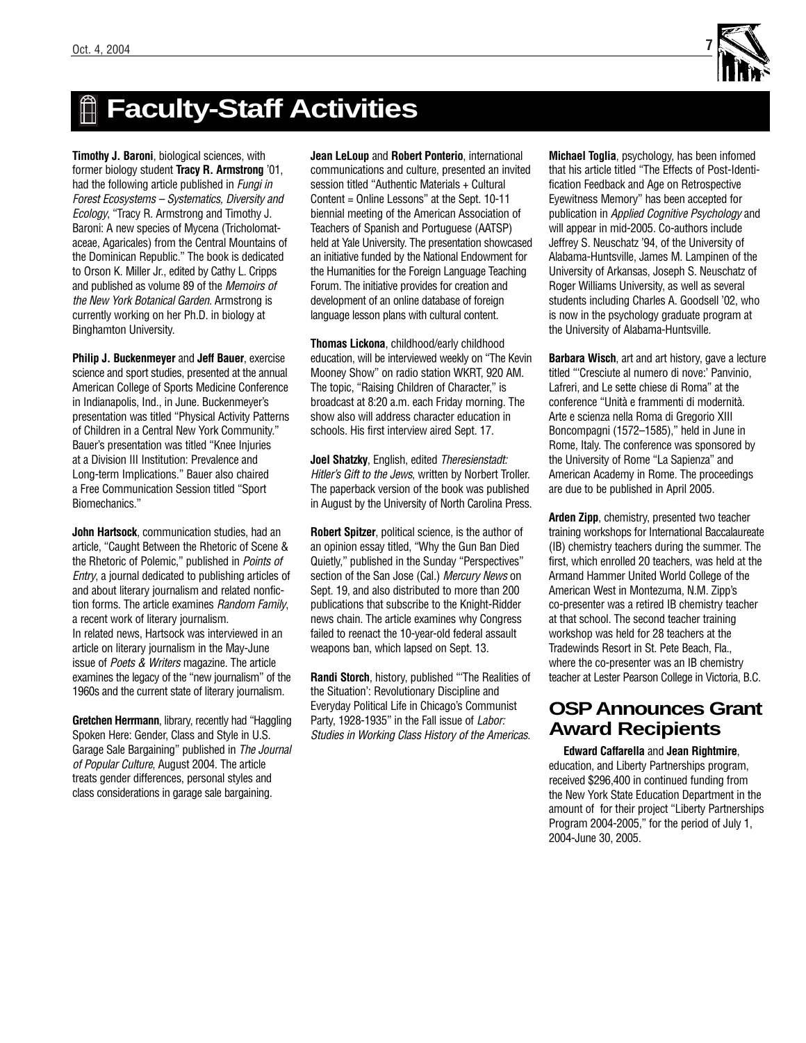# Faculty-Staff Activities

**Timothy J. Baroni**, biological sciences, with former biology student **Tracy R. Armstrong** '01, had the following article published in *Fungi in Forest Ecosystems – Systematics, Diversity and Ecology*, "Tracy R. Armstrong and Timothy J. Baroni: A new species of Mycena (Tricholomataceae, Agaricales) from the Central Mountains of the Dominican Republic." The book is dedicated to Orson K. Miller Jr., edited by Cathy L. Cripps and published as volume 89 of the *Memoirs of the New York Botanical Garden*. Armstrong is currently working on her Ph.D. in biology at Binghamton University.

**Philip J. Buckenmeyer** and **Jeff Bauer**, exercise science and sport studies, presented at the annual American College of Sports Medicine Conference in Indianapolis, Ind., in June. Buckenmeyer's presentation was titled "Physical Activity Patterns of Children in a Central New York Community." Bauer's presentation was titled "Knee Injuries at a Division III Institution: Prevalence and Long-term Implications." Bauer also chaired a Free Communication Session titled "Sport Biomechanics."

**John Hartsock**, communication studies, had an article, "Caught Between the Rhetoric of Scene & the Rhetoric of Polemic," published in *Points of Entry*, a journal dedicated to publishing articles of and about literary journalism and related nonfiction forms. The article examines *Random Family*, a recent work of literary journalism.
In related news, Hartsock was interviewed in an article on literary journalism in the May-June issue of *Poets & Writers* magazine. The article examines the legacy of the "new journalism" of the 1960s and the current state of literary journalism.

**Gretchen Herrmann**, library, recently had "Haggling Spoken Here: Gender, Class and Style in U.S. Garage Sale Bargaining" published in *The Journal of Popular Culture*, August 2004. The article treats gender differences, personal styles and class considerations in garage sale bargaining.

**Jean LeLoup** and **Robert Ponterio**, international communications and culture, presented an invited session titled "Authentic Materials + Cultural Content = Online Lessons" at the Sept. 10-11 biennial meeting of the American Association of Teachers of Spanish and Portuguese (AATSP) held at Yale University. The presentation showcased an initiative funded by the National Endowment for the Humanities for the Foreign Language Teaching Forum. The initiative provides for creation and development of an online database of foreign language lesson plans with cultural content.

**Thomas Lickona**, childhood/early childhood education, will be interviewed weekly on "The Kevin Mooney Show" on radio station WKRT, 920 AM. The topic, "Raising Children of Character," is broadcast at 8:20 a.m. each Friday morning. The show also will address character education in schools. His first interview aired Sept. 17.

**Joel Shatzky**, English, edited *Theresienstadt: Hitler's Gift to the Jews*, written by Norbert Troller. The paperback version of the book was published in August by the University of North Carolina Press.

**Robert Spitzer**, political science, is the author of an opinion essay titled, "Why the Gun Ban Died Quietly," published in the Sunday "Perspectives" section of the San Jose (Cal.) *Mercury News* on Sept. 19, and also distributed to more than 200 publications that subscribe to the Knight-Ridder news chain. The article examines why Congress failed to reenact the 10-year-old federal assault weapons ban, which lapsed on Sept. 13.

**Randi Storch**, history, published "'The Realities of the Situation': Revolutionary Discipline and Everyday Political Life in Chicago's Communist Party, 1928-1935" in the Fall issue of *Labor: Studies in Working Class History of the Americas*.

**Michael Toglia**, psychology, has been infomed that his article titled "The Effects of Post-Identification Feedback and Age on Retrospective Eyewitness Memory" has been accepted for publication in *Applied Cognitive Psychology* and will appear in mid-2005. Co-authors include Jeffrey S. Neuschatz '94, of the University of Alabama-Huntsville, James M. Lampinen of the University of Arkansas, Joseph S. Neuschatz of Roger Williams University, as well as several students including Charles A. Goodsell '02, who is now in the psychology graduate program at the University of Alabama-Huntsville.

**Barbara Wisch**, art and art history, gave a lecture titled "'Cresciute al numero di nove:' Panvinio, Lafreri, and Le sette chiese di Roma" at the conference "Unità e frammenti di modernità. Arte e scienza nella Roma di Gregorio XIII Boncompagni (1572–1585)," held in June in Rome, Italy. The conference was sponsored by the University of Rome "La Sapienza" and American Academy in Rome. The proceedings are due to be published in April 2005.

**Arden Zipp**, chemistry, presented two teacher training workshops for International Baccalaureate (IB) chemistry teachers during the summer. The first, which enrolled 20 teachers, was held at the Armand Hammer United World College of the American West in Montezuma, N.M. Zipp's co-presenter was a retired IB chemistry teacher at that school. The second teacher training workshop was held for 28 teachers at the Tradewinds Resort in St. Pete Beach, Fla., where the co-presenter was an IB chemistry teacher at Lester Pearson College in Victoria, B.C.

## OSP Announces Grant Award Recipients

**Edward Caffarella** and **Jean Rightmire**, education, and Liberty Partnerships program, received $296,400 in continued funding from the New York State Education Department in the amount of for their project "Liberty Partnerships Program 2004-2005," for the period of July 1, 2004-June 30, 2005.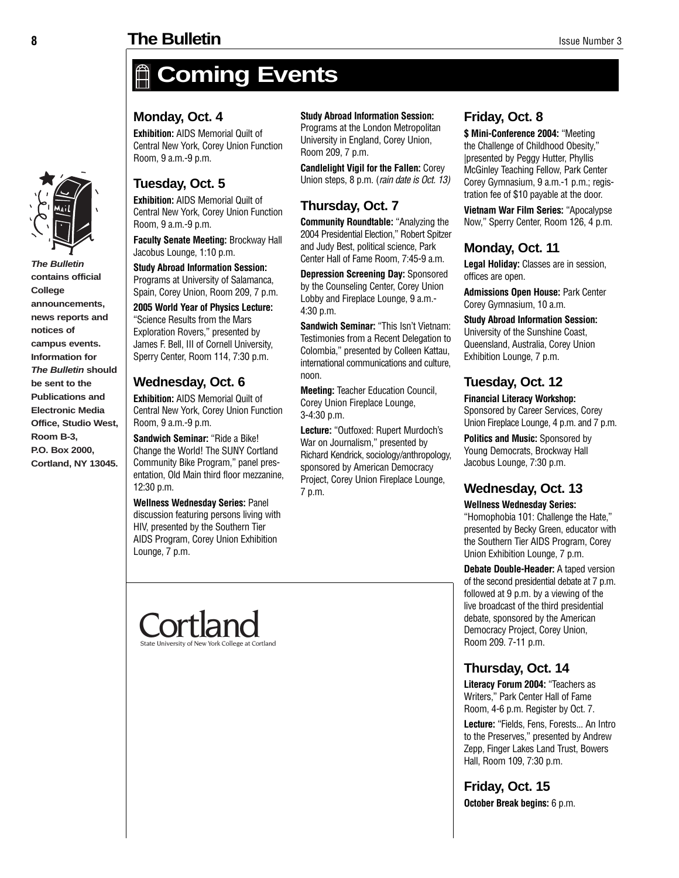# Coming Events

*The Bulletin* contains official College announcements, news reports and notices of campus events. Information for *The Bulletin* should be sent to the Publications and Electronic Media Office, Studio West, Room B-3, P.O. Box 2000, Cortland, NY 13045.

## Monday, Oct. 4

**Exhibition:** AIDS Memorial Quilt of Central New York, Corey Union Function Room, 9 a.m.-9 p.m.

## Tuesday, Oct. 5

**Exhibition:** AIDS Memorial Quilt of Central New York, Corey Union Function Room, 9 a.m.-9 p.m.

**Faculty Senate Meeting:** Brockway Hall Jacobus Lounge, 1:10 p.m.

**Study Abroad Information Session:** Programs at University of Salamanca, Spain, Corey Union, Room 209, 7 p.m.

**2005 World Year of Physics Lecture:** "Science Results from the Mars Exploration Rovers," presented by James F. Bell, III of Cornell University, Sperry Center, Room 114, 7:30 p.m.

## Wednesday, Oct. 6

**Exhibition:** AIDS Memorial Quilt of Central New York, Corey Union Function Room, 9 a.m.-9 p.m.

**Sandwich Seminar:** "Ride a Bike! Change the World! The SUNY Cortland Community Bike Program," panel presentation, Old Main third floor mezzanine, 12:30 p.m.

**Wellness Wednesday Series:** Panel discussion featuring persons living with HIV, presented by the Southern Tier AIDS Program, Corey Union Exhibition Lounge, 7 p.m.

**Study Abroad Information Session:** Programs at the London Metropolitan University in England, Corey Union, Room 209, 7 p.m.

**Candlelight Vigil for the Fallen:** Corey Union steps, 8 p.m. (*rain date is Oct. 13)*

## Thursday, Oct. 7

**Community Roundtable:** "Analyzing the 2004 Presidential Election," Robert Spitzer and Judy Best, political science, Park Center Hall of Fame Room, 7:45-9 a.m.

**Depression Screening Day:** Sponsored by the Counseling Center, Corey Union Lobby and Fireplace Lounge, 9 a.m.-4:30 p.m.

**Sandwich Seminar:** "This Isn't Vietnam: Testimonies from a Recent Delegation to Colombia," presented by Colleen Kattau, international communications and culture, noon.

**Meeting:** Teacher Education Council, Corey Union Fireplace Lounge, 3-4:30 p.m.

**Lecture:** "Outfoxed: Rupert Murdoch's War on Journalism," presented by Richard Kendrick, sociology/anthropology, sponsored by American Democracy Project, Corey Union Fireplace Lounge, 7 p.m.

## Friday, Oct. 8

**$ Mini-Conference 2004:** "Meeting the Challenge of Childhood Obesity," |presented by Peggy Hutter, Phyllis McGinley Teaching Fellow, Park Center Corey Gymnasium, 9 a.m.-1 p.m.; registration fee of $10 payable at the door.

**Vietnam War Film Series:** "Apocalypse Now," Sperry Center, Room 126, 4 p.m.

## Monday, Oct. 11

**Legal Holiday:** Classes are in session, offices are open.

**Admissions Open House:** Park Center Corey Gymnasium, 10 a.m.

**Study Abroad Information Session:** University of the Sunshine Coast, Queensland, Australia, Corey Union Exhibition Lounge, 7 p.m.

## Tuesday, Oct. 12

**Financial Literacy Workshop:** Sponsored by Career Services, Corey Union Fireplace Lounge, 4 p.m. and 7 p.m.

**Politics and Music:** Sponsored by Young Democrats, Brockway Hall Jacobus Lounge, 7:30 p.m.

## Wednesday, Oct. 13

**Wellness Wednesday Series:** "Homophobia 101: Challenge the Hate," presented by Becky Green, educator with the Southern Tier AIDS Program, Corey Union Exhibition Lounge, 7 p.m.

**Debate Double-Header:** A taped version of the second presidential debate at 7 p.m. followed at 9 p.m. by a viewing of the live broadcast of the third presidential debate, sponsored by the American Democracy Project, Corey Union, Room 209. 7-11 p.m.

## Thursday, Oct. 14

**Literacy Forum 2004:** "Teachers as Writers," Park Center Hall of Fame Room, 4-6 p.m. Register by Oct. 7.

**Lecture:** "Fields, Fens, Forests... An Intro to the Preserves," presented by Andrew Zepp, Finger Lakes Land Trust, Bowers Hall, Room 109, 7:30 p.m.

## Friday, Oct. 15

**October Break begins:** 6 p.m.

Cortland
State University of New York College at Cortland